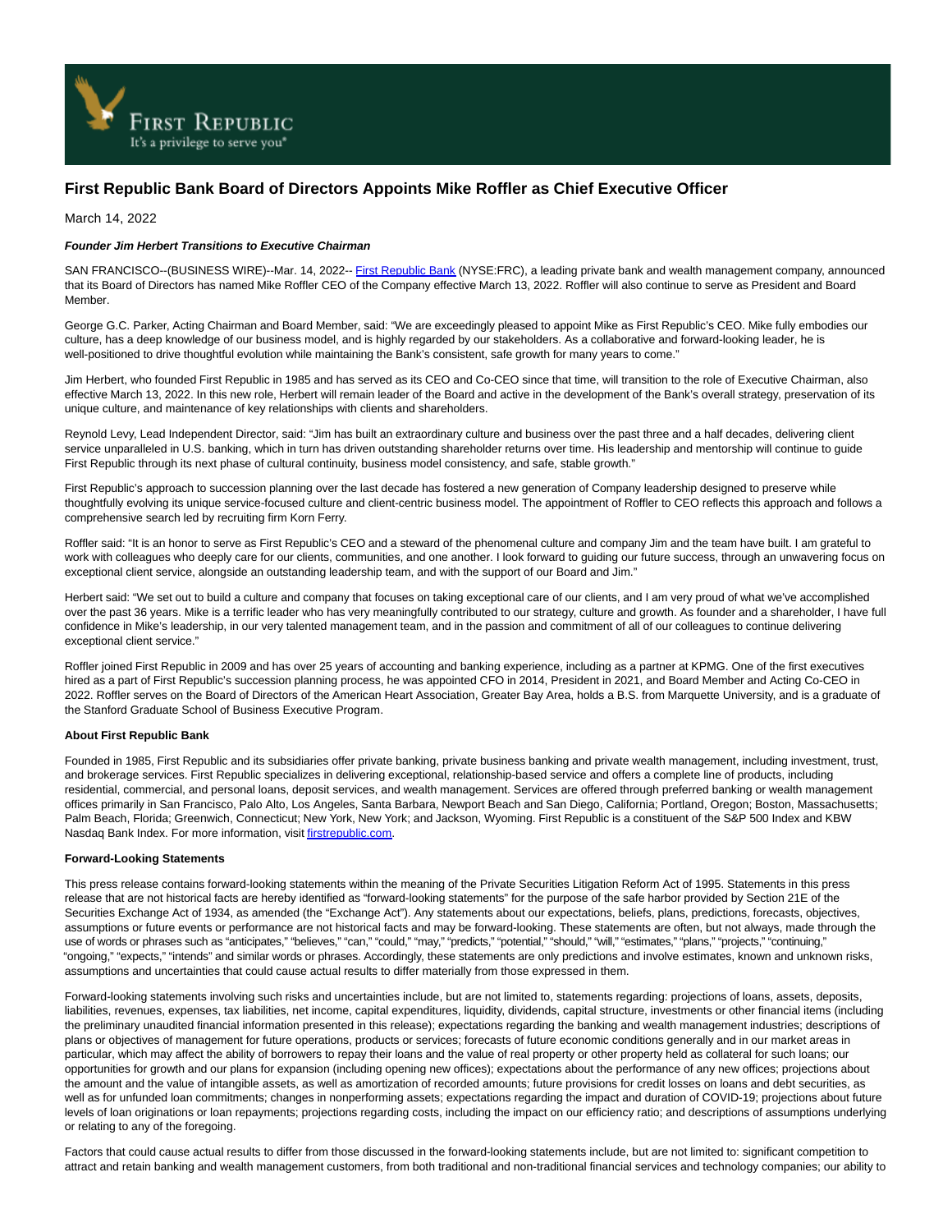# First Republic Bank Board of Directors Appoints Mike Roffler as Chief Executive Officer

March 14, 2022

***Founder Jim Herbert Transitions to Executive Chairman***

SAN FRANCISCO--(BUSINESS WIRE)--Mar. 14, 2022-- First Republic Bank (NYSE:FRC), a leading private bank and wealth management company, announced that its Board of Directors has named Mike Roffler CEO of the Company effective March 13, 2022. Roffler will also continue to serve as President and Board Member.

George G.C. Parker, Acting Chairman and Board Member, said: "We are exceedingly pleased to appoint Mike as First Republic's CEO. Mike fully embodies our culture, has a deep knowledge of our business model, and is highly regarded by our stakeholders. As a collaborative and forward-looking leader, he is well-positioned to drive thoughtful evolution while maintaining the Bank's consistent, safe growth for many years to come."

Jim Herbert, who founded First Republic in 1985 and has served as its CEO and Co-CEO since that time, will transition to the role of Executive Chairman, also effective March 13, 2022. In this new role, Herbert will remain leader of the Board and active in the development of the Bank's overall strategy, preservation of its unique culture, and maintenance of key relationships with clients and shareholders.

Reynold Levy, Lead Independent Director, said: "Jim has built an extraordinary culture and business over the past three and a half decades, delivering client service unparalleled in U.S. banking, which in turn has driven outstanding shareholder returns over time. His leadership and mentorship will continue to guide First Republic through its next phase of cultural continuity, business model consistency, and safe, stable growth."

First Republic's approach to succession planning over the last decade has fostered a new generation of Company leadership designed to preserve while thoughtfully evolving its unique service-focused culture and client-centric business model. The appointment of Roffler to CEO reflects this approach and follows a comprehensive search led by recruiting firm Korn Ferry.

Roffler said: "It is an honor to serve as First Republic's CEO and a steward of the phenomenal culture and company Jim and the team have built. I am grateful to work with colleagues who deeply care for our clients, communities, and one another. I look forward to guiding our future success, through an unwavering focus on exceptional client service, alongside an outstanding leadership team, and with the support of our Board and Jim."

Herbert said: "We set out to build a culture and company that focuses on taking exceptional care of our clients, and I am very proud of what we've accomplished over the past 36 years. Mike is a terrific leader who has very meaningfully contributed to our strategy, culture and growth. As founder and a shareholder, I have full confidence in Mike's leadership, in our very talented management team, and in the passion and commitment of all of our colleagues to continue delivering exceptional client service."

Roffler joined First Republic in 2009 and has over 25 years of accounting and banking experience, including as a partner at KPMG. One of the first executives hired as a part of First Republic's succession planning process, he was appointed CFO in 2014, President in 2021, and Board Member and Acting Co-CEO in 2022. Roffler serves on the Board of Directors of the American Heart Association, Greater Bay Area, holds a B.S. from Marquette University, and is a graduate of the Stanford Graduate School of Business Executive Program.

**About First Republic Bank**

Founded in 1985, First Republic and its subsidiaries offer private banking, private business banking and private wealth management, including investment, trust, and brokerage services. First Republic specializes in delivering exceptional, relationship-based service and offers a complete line of products, including residential, commercial, and personal loans, deposit services, and wealth management. Services are offered through preferred banking or wealth management offices primarily in San Francisco, Palo Alto, Los Angeles, Santa Barbara, Newport Beach and San Diego, California; Portland, Oregon; Boston, Massachusetts; Palm Beach, Florida; Greenwich, Connecticut; New York, New York; and Jackson, Wyoming. First Republic is a constituent of the S&P 500 Index and KBW Nasdaq Bank Index. For more information, visit firstrepublic.com.

**Forward-Looking Statements**

This press release contains forward-looking statements within the meaning of the Private Securities Litigation Reform Act of 1995. Statements in this press release that are not historical facts are hereby identified as "forward-looking statements" for the purpose of the safe harbor provided by Section 21E of the Securities Exchange Act of 1934, as amended (the "Exchange Act"). Any statements about our expectations, beliefs, plans, predictions, forecasts, objectives, assumptions or future events or performance are not historical facts and may be forward-looking. These statements are often, but not always, made through the use of words or phrases such as "anticipates," "believes," "can," "could," "may," "predicts," "potential," "should," "will," "estimates," "plans," "projects," "continuing," "ongoing," "expects," "intends" and similar words or phrases. Accordingly, these statements are only predictions and involve estimates, known and unknown risks, assumptions and uncertainties that could cause actual results to differ materially from those expressed in them.

Forward-looking statements involving such risks and uncertainties include, but are not limited to, statements regarding: projections of loans, assets, deposits, liabilities, revenues, expenses, tax liabilities, net income, capital expenditures, liquidity, dividends, capital structure, investments or other financial items (including the preliminary unaudited financial information presented in this release); expectations regarding the banking and wealth management industries; descriptions of plans or objectives of management for future operations, products or services; forecasts of future economic conditions generally and in our market areas in particular, which may affect the ability of borrowers to repay their loans and the value of real property or other property held as collateral for such loans; our opportunities for growth and our plans for expansion (including opening new offices); expectations about the performance of any new offices; projections about the amount and the value of intangible assets, as well as amortization of recorded amounts; future provisions for credit losses on loans and debt securities, as well as for unfunded loan commitments; changes in nonperforming assets; expectations regarding the impact and duration of COVID-19; projections about future levels of loan originations or loan repayments; projections regarding costs, including the impact on our efficiency ratio; and descriptions of assumptions underlying or relating to any of the foregoing.

Factors that could cause actual results to differ from those discussed in the forward-looking statements include, but are not limited to: significant competition to attract and retain banking and wealth management customers, from both traditional and non-traditional financial services and technology companies; our ability to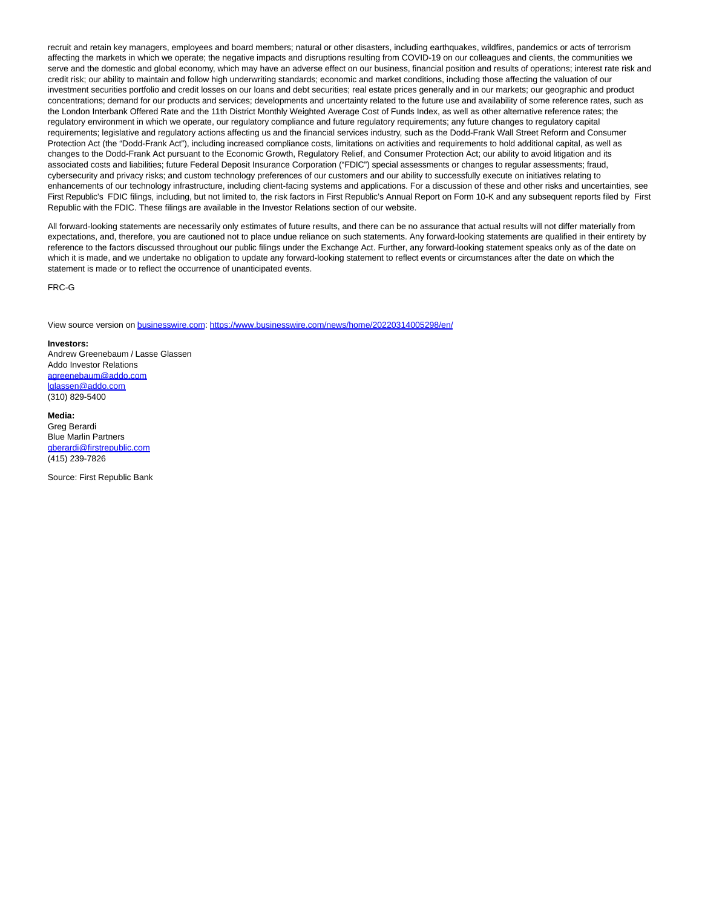recruit and retain key managers, employees and board members; natural or other disasters, including earthquakes, wildfires, pandemics or acts of terrorism affecting the markets in which we operate; the negative impacts and disruptions resulting from COVID-19 on our colleagues and clients, the communities we serve and the domestic and global economy, which may have an adverse effect on our business, financial position and results of operations; interest rate risk and credit risk; our ability to maintain and follow high underwriting standards; economic and market conditions, including those affecting the valuation of our investment securities portfolio and credit losses on our loans and debt securities; real estate prices generally and in our markets; our geographic and product concentrations; demand for our products and services; developments and uncertainty related to the future use and availability of some reference rates, such as the London Interbank Offered Rate and the 11th District Monthly Weighted Average Cost of Funds Index, as well as other alternative reference rates; the regulatory environment in which we operate, our regulatory compliance and future regulatory requirements; any future changes to regulatory capital requirements; legislative and regulatory actions affecting us and the financial services industry, such as the Dodd-Frank Wall Street Reform and Consumer Protection Act (the "Dodd-Frank Act"), including increased compliance costs, limitations on activities and requirements to hold additional capital, as well as changes to the Dodd-Frank Act pursuant to the Economic Growth, Regulatory Relief, and Consumer Protection Act; our ability to avoid litigation and its associated costs and liabilities; future Federal Deposit Insurance Corporation ("FDIC") special assessments or changes to regular assessments; fraud, cybersecurity and privacy risks; and custom technology preferences of our customers and our ability to successfully execute on initiatives relating to enhancements of our technology infrastructure, including client-facing systems and applications. For a discussion of these and other risks and uncertainties, see First Republic's FDIC filings, including, but not limited to, the risk factors in First Republic's Annual Report on Form 10-K and any subsequent reports filed by First Republic with the FDIC. These filings are available in the Investor Relations section of our website.

All forward-looking statements are necessarily only estimates of future results, and there can be no assurance that actual results will not differ materially from expectations, and, therefore, you are cautioned not to place undue reliance on such statements. Any forward-looking statements are qualified in their entirety by reference to the factors discussed throughout our public filings under the Exchange Act. Further, any forward-looking statement speaks only as of the date on which it is made, and we undertake no obligation to update any forward-looking statement to reflect events or circumstances after the date on which the statement is made or to reflect the occurrence of unanticipated events.

FRC-G

View source version on businesswire.com: https://www.businesswire.com/news/home/20220314005298/en/

**Investors:**
Andrew Greenebaum / Lasse Glassen
Addo Investor Relations
agreenebaum@addo.com
lglassen@addo.com
(310) 829-5400

**Media:**
Greg Berardi
Blue Marlin Partners
gberardi@firstrepublic.com
(415) 239-7826

Source: First Republic Bank